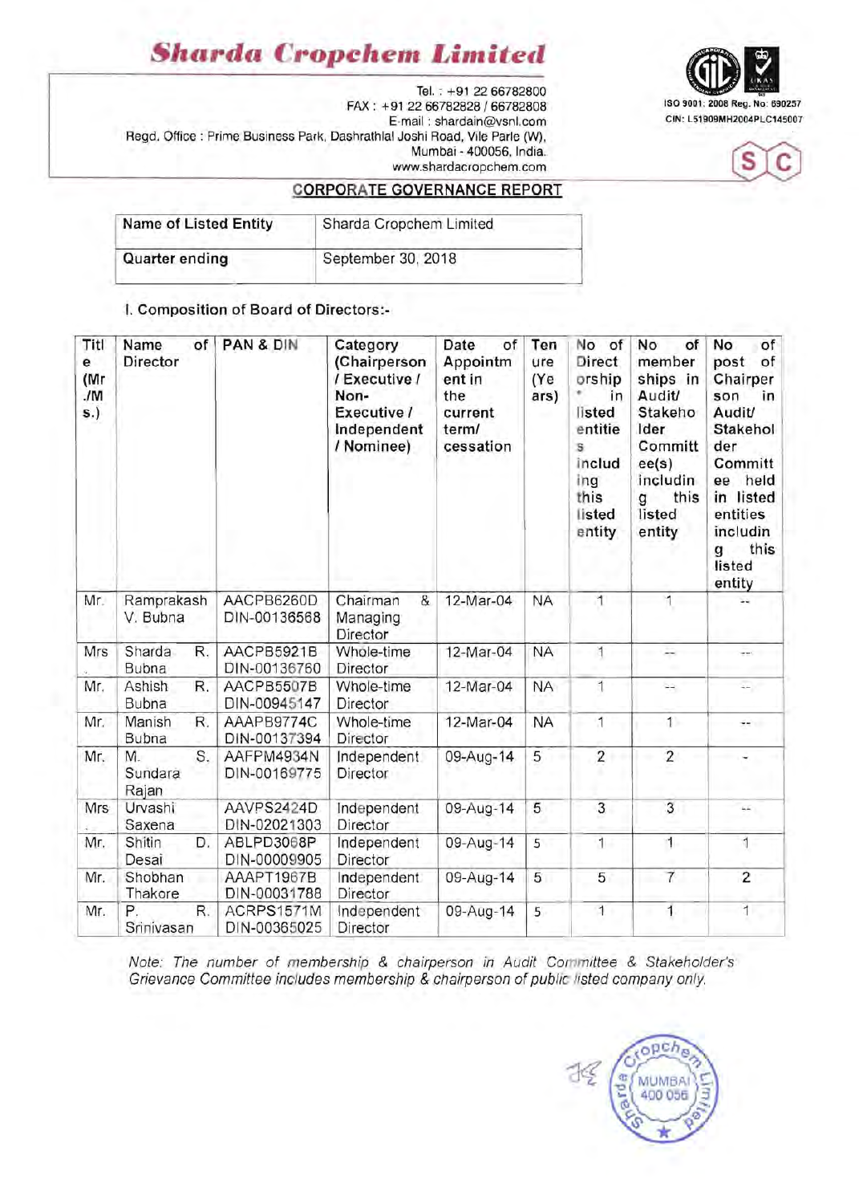# Sharda Cropchem Limited

Tel. : +91 22 66782800
FAX : +91 22 66782828 / 66782808
E-mail : shardain@vsnl.com
Regd. Office : Prime Business Park, Dashrathlal Joshi Road, Vile Parle (W), Mumbai - 400056, India.
www.shardacropchem.com

ISO 9001: 2008 Reg. No: 690257
CIN: L51909MH2004PLC145007

## CORPORATE GOVERNANCE REPORT

| Name of Listed Entity | Sharda Cropchem Limited |
|---|---|
| Quarter ending | September 30, 2018 |

I. Composition of Board of Directors:-

| Title (Mr./Ms.) | Name of Director | PAN & DIN | Category (Chairperson / Executive / Non-Executive / Independent / Nominee) | Date of Appointment in the current term/ cessation | Tenure (Years) | No of Directorship* in listed entities including this listed entity | No of memberships in Audit/ Stakeholder Committee(s) including this listed entity | No of post of Chairperson in Audit/ Stakeholder Committee held in listed entities including this listed entity |
|---|---|---|---|---|---|---|---|---|
| Mr. | Ramprakash V. Bubna | AACPB6260D DIN-00136568 | Chairman & Managing Director | 12-Mar-04 | NA | 1 | 1 | -- |
| Mrs. | Sharda R. Bubna | AACPB5921B DIN-00136760 | Whole-time Director | 12-Mar-04 | NA | 1 | -- | -- |
| Mr. | Ashish R. Bubna | AACPB5507B DIN-00945147 | Whole-time Director | 12-Mar-04 | NA | 1 | -- | -- |
| Mr. | Manish R. Bubna | AAAPB9774C DIN-00137394 | Whole-time Director | 12-Mar-04 | NA | 1 | 1 | -- |
| Mr. | M. S. Sundara Rajan | AAFPM4934N DIN-00169775 | Independent Director | 09-Aug-14 | 5 | 2 | 2 | - |
| Mrs. | Urvashi Saxena | AAVPS2424D DIN-02021303 | Independent Director | 09-Aug-14 | 5 | 3 | 3 | -- |
| Mr. | Shitin D. Desai | ABLPD3068P DIN-00009905 | Independent Director | 09-Aug-14 | 5 | 1 | 1 | 1 |
| Mr. | Shobhan Thakore | AAAPT1967B DIN-00031788 | Independent Director | 09-Aug-14 | 5 | 5 | 7 | 2 |
| Mr. | P. R. Srinivasan | ACRPS1571M DIN-00365025 | Independent Director | 09-Aug-14 | 5 | 1 | 1 | 1 |

*Note: The number of membership & chairperson in Audit Committee & Stakeholder's Grievance Committee includes membership & chairperson of public listed company only.*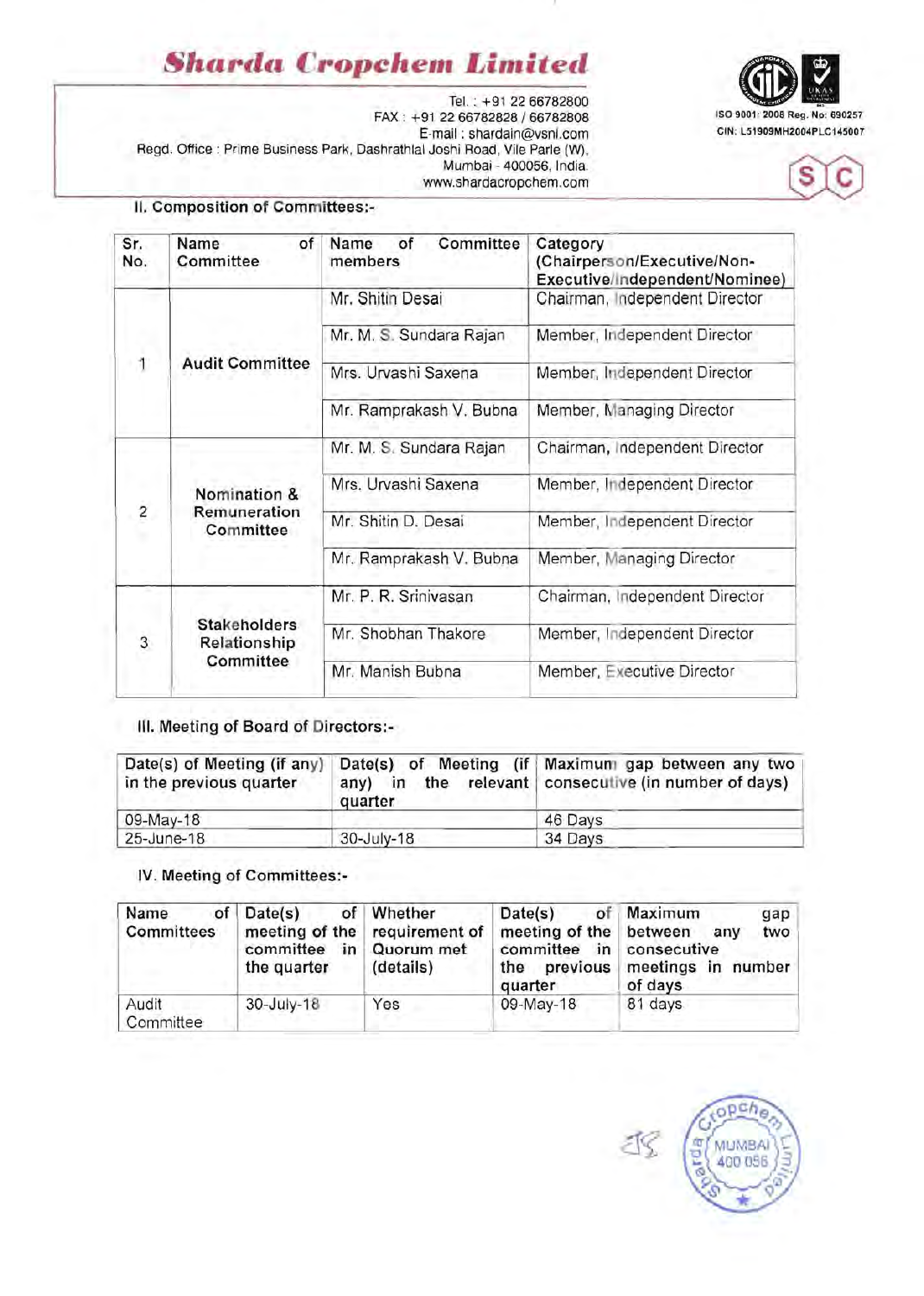# Sharda Cropchem Limited

Tel. : +91 22 66782800
FAX : +91 22 66782828 / 66782808
E-mail : shardain@vsnl.com
Regd. Office : Prime Business Park, Dashrathlal Joshi Road, Vile Parle (W), Mumbai - 400056, India.
www.shardacropchem.com

ISO 9001: 2008 Reg. No: 690257
CIN: L51909MH2004PLC145007

### II. Composition of Committees:-

| Sr. No. | Name of Committee | Name of Committee members | Category (Chairperson/Executive/Non-Executive/Independent/Nominee) |
|---|---|---|---|
| 1 | Audit Committee | Mr. Shitin Desai | Chairman, Independent Director |
| | | Mr. M. S. Sundara Rajan | Member, Independent Director |
| | | Mrs. Urvashi Saxena | Member, Independent Director |
| | | Mr. Ramprakash V. Bubna | Member, Managing Director |
| 2 | Nomination & Remuneration Committee | Mr. M. S. Sundara Rajan | Chairman, Independent Director |
| | | Mrs. Urvashi Saxena | Member, Independent Director |
| | | Mr. Shitin D. Desai | Member, Independent Director |
| | | Mr. Ramprakash V. Bubna | Member, Managing Director |
| 3 | Stakeholders Relationship Committee | Mr. P. R. Srinivasan | Chairman, Independent Director |
| | | Mr. Shobhan Thakore | Member, Independent Director |
| | | Mr. Manish Bubna | Member, Executive Director |

### III. Meeting of Board of Directors:-

| Date(s) of Meeting (if any) in the previous quarter | Date(s) of Meeting (if any) in the relevant quarter | Maximum gap between any two consecutive (in number of days) |
|---|---|---|
| 09-May-18 | | 46 Days |
| 25-June-18 | 30-July-18 | 34 Days |

### IV. Meeting of Committees:-

| Name of Committees | Date(s) of meeting of the committee in the quarter | Whether requirement of Quorum met (details) | Date(s) of meeting of the committee in the previous quarter | Maximum gap between any two consecutive meetings in number of days |
|---|---|---|---|---|
| Audit Committee | 30-July-18 | Yes | 09-May-18 | 81 days |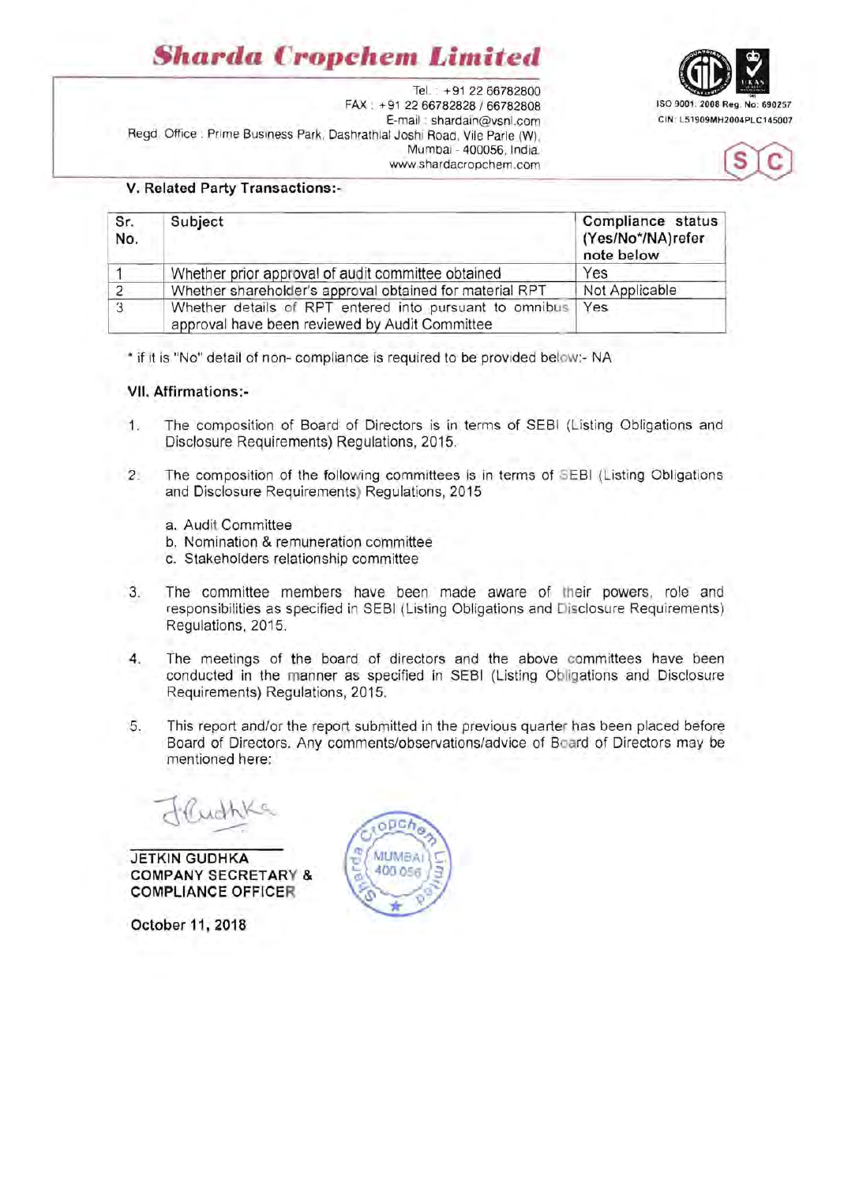# Sharda Cropchem Limited

Tel. : +91 22 66782800
FAX : +91 22 66782828 / 66782808
E-mail : shardain@vsnl.com
Regd. Office : Prime Business Park, Dashrathlal Joshi Road, Vile Parle (W), Mumbai - 400056, India.
www.shardacropchem.com

ISO 9001: 2008 Reg. No: 690257
CIN: L51909MH2004PLC145007

### V. Related Party Transactions:-

| Sr. No. | Subject | Compliance status (Yes/No*/NA)refer note below |
|---|---|---|
| 1 | Whether prior approval of audit committee obtained | Yes |
| 2 | Whether shareholder's approval obtained for material RPT | Not Applicable |
| 3 | Whether details of RPT entered into pursuant to omnibus approval have been reviewed by Audit Committee | Yes |

* if it is "No" detail of non- compliance is required to be provided below:- NA

### VII. Affirmations:-

1. The composition of Board of Directors is in terms of SEBI (Listing Obligations and Disclosure Requirements) Regulations, 2015.

2. The composition of the following committees is in terms of SEBI (Listing Obligations and Disclosure Requirements) Regulations, 2015

   a. Audit Committee
   b. Nomination & remuneration committee
   c. Stakeholders relationship committee

3. The committee members have been made aware of their powers, role and responsibilities as specified in SEBI (Listing Obligations and Disclosure Requirements) Regulations, 2015.

4. The meetings of the board of directors and the above committees have been conducted in the manner as specified in SEBI (Listing Obligations and Disclosure Requirements) Regulations, 2015.

5. This report and/or the report submitted in the previous quarter has been placed before Board of Directors. Any comments/observations/advice of Board of Directors may be mentioned here:

**JETKIN GUDHKA**
**COMPANY SECRETARY & COMPLIANCE OFFICER**

**October 11, 2018**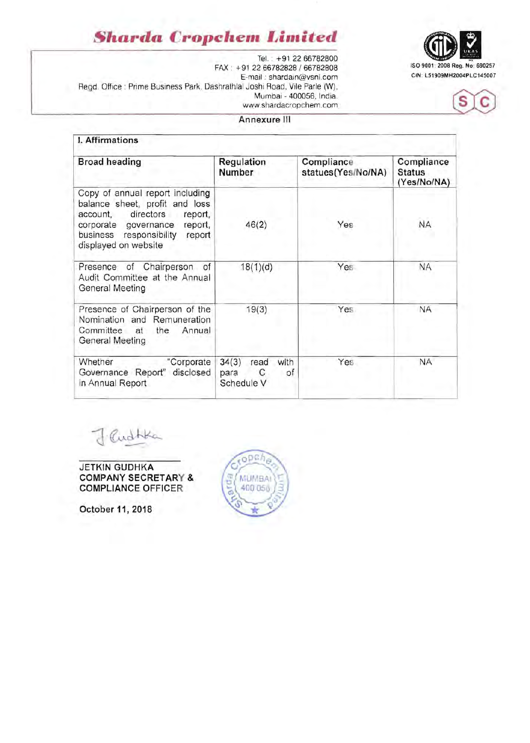# Sharda Cropchem Limited

Tel. : +91 22 66782800
FAX : +91 22 66782828 / 66782808
E-mail : shardain@vsnl.com
Regd. Office : Prime Business Park, Dashrathlal Joshi Road, Vile Parle (W), Mumbai - 400056, India.
www.shardacropchem.com

ISO 9001: 2008 Reg. No: 690257
CIN: L51909MH2004PLC145007

Annexure III

| I. Affirmations | | | |
|---|---|---|---|
| **Broad heading** | **Regulation Number** | **Compliance statues(Yes/No/NA)** | **Compliance Status (Yes/No/NA)** |
| Copy of annual report including balance sheet, profit and loss account, directors report, corporate governance report, business responsibility report displayed on website | 46(2) | Yes | NA |
| Presence of Chairperson of Audit Committee at the Annual General Meeting | 18(1)(d) | Yes | NA |
| Presence of Chairperson of the Nomination and Remuneration Committee at the Annual General Meeting | 19(3) | Yes | NA |
| Whether "Corporate Governance Report" disclosed in Annual Report | 34(3) read with para C of Schedule V | Yes | NA |

**JETKIN GUDHKA**
**COMPANY SECRETARY & COMPLIANCE OFFICER**

**October 11, 2018**